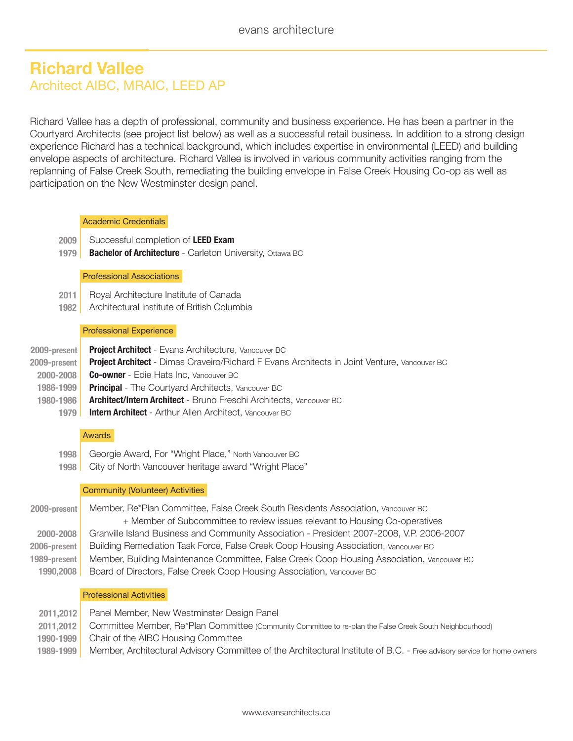# Richard Vallee

## Architect AIBC, MRAIC, LEED AP

Richard Vallee has a depth of professional, community and business experience. He has been a partner in the Courtyard Architects (see project list below) as well as a successful retail business. In addition to a strong design experience Richard has a technical background, which includes expertise in environmental (LEED) and building envelope aspects of architecture. Richard Vallee is involved in various community activities ranging from the replanning of False Creek South, remediating the building envelope in False Creek Housing Co-op as well as participation on the New Westminster design panel.

### Academic Credentials

**2009** Successful completion of **LEED Exam**
**1979** **Bachelor of Architecture** - Carleton University, Ottawa BC

### Professional Associations

**2011** Royal Architecture Institute of Canada
**1982** Architectural Institute of British Columbia

### Professional Experience

**2009-present** **Project Architect** - Evans Architecture, Vancouver BC
**2009-present** **Project Architect** - Dimas Craveiro/Richard F Evans Architects in Joint Venture, Vancouver BC
**2000-2008** **Co-owner** - Edie Hats Inc, Vancouver BC
**1986-1999** **Principal** - The Courtyard Architects, Vancouver BC
**1980-1986** **Architect/Intern Architect** - Bruno Freschi Architects, Vancouver BC
**1979** **Intern Architect** - Arthur Allen Architect, Vancouver BC

### Awards

**1998** Georgie Award, For "Wright Place," North Vancouver BC
**1998** City of North Vancouver heritage award "Wright Place"

### Community (Volunteer) Activities

**2009-present** Member, Re*Plan Committee, False Creek South Residents Association, Vancouver BC
+ Member of Subcommittee to review issues relevant to Housing Co-operatives
**2000-2008** Granville Island Business and Community Association - President 2007-2008, V.P. 2006-2007
**2006-present** Building Remediation Task Force, False Creek Coop Housing Association, Vancouver BC
**1989-present** Member, Building Maintenance Committee, False Creek Coop Housing Association, Vancouver BC
**1990,2008** Board of Directors, False Creek Coop Housing Association, Vancouver BC

### Professional Activities

**2011,2012** Panel Member, New Westminster Design Panel
**2011,2012** Committee Member, Re*Plan Committee (Community Committee to re-plan the False Creek South Neighbourhood)
**1990-1999** Chair of the AIBC Housing Committee
**1989-1999** Member, Architectural Advisory Committee of the Architectural Institute of B.C. - Free advisory service for home owners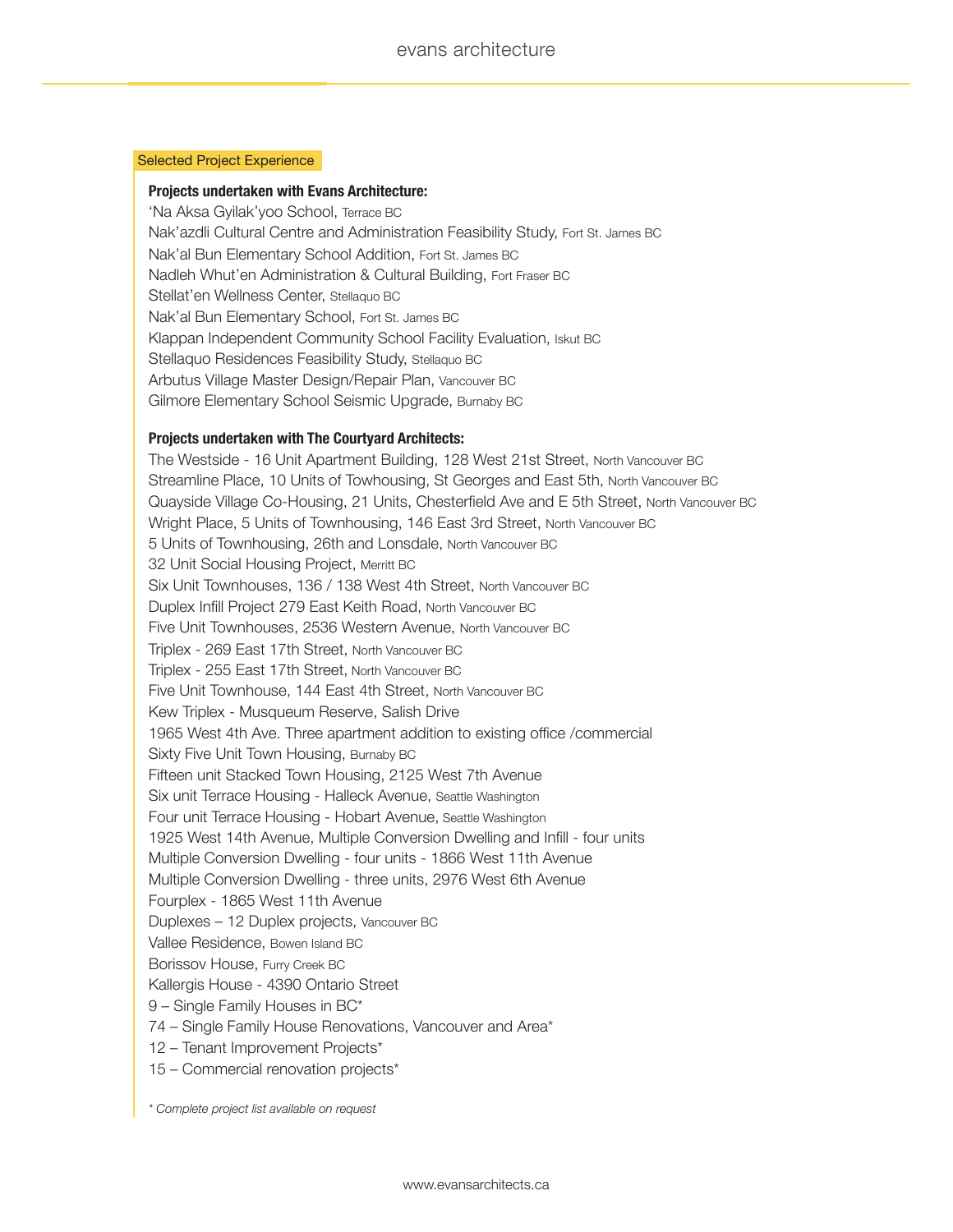## Selected Project Experience

**Projects undertaken with Evans Architecture:**

'Na Aksa Gyilak'yoo School, Terrace BC
Nak'azdli Cultural Centre and Administration Feasibility Study, Fort St. James BC
Nak'al Bun Elementary School Addition, Fort St. James BC
Nadleh Whut'en Administration & Cultural Building, Fort Fraser BC
Stellat'en Wellness Center, Stellaquo BC
Nak'al Bun Elementary School, Fort St. James BC
Klappan Independent Community School Facility Evaluation, Iskut BC
Stellaquo Residences Feasibility Study, Stellaquo BC
Arbutus Village Master Design/Repair Plan, Vancouver BC
Gilmore Elementary School Seismic Upgrade, Burnaby BC

**Projects undertaken with The Courtyard Architects:**

The Westside - 16 Unit Apartment Building, 128 West 21st Street, North Vancouver BC
Streamline Place, 10 Units of Towhousing, St Georges and East 5th, North Vancouver BC
Quayside Village Co-Housing, 21 Units, Chesterfield Ave and E 5th Street, North Vancouver BC
Wright Place, 5 Units of Townhousing, 146 East 3rd Street, North Vancouver BC
5 Units of Townhousing, 26th and Lonsdale, North Vancouver BC
32 Unit Social Housing Project, Merritt BC
Six Unit Townhouses, 136 / 138 West 4th Street, North Vancouver BC
Duplex Infill Project 279 East Keith Road, North Vancouver BC
Five Unit Townhouses, 2536 Western Avenue, North Vancouver BC
Triplex - 269 East 17th Street, North Vancouver BC
Triplex - 255 East 17th Street, North Vancouver BC
Five Unit Townhouse, 144 East 4th Street, North Vancouver BC
Kew Triplex - Musqueum Reserve, Salish Drive
1965 West 4th Ave. Three apartment addition to existing office /commercial
Sixty Five Unit Town Housing, Burnaby BC
Fifteen unit Stacked Town Housing, 2125 West 7th Avenue
Six unit Terrace Housing - Halleck Avenue, Seattle Washington
Four unit Terrace Housing - Hobart Avenue, Seattle Washington
1925 West 14th Avenue, Multiple Conversion Dwelling and Infill - four units
Multiple Conversion Dwelling - four units - 1866 West 11th Avenue
Multiple Conversion Dwelling - three units, 2976 West 6th Avenue
Fourplex - 1865 West 11th Avenue
Duplexes – 12 Duplex projects, Vancouver BC
Vallee Residence, Bowen Island BC
Borissov House, Furry Creek BC
Kallergis House - 4390 Ontario Street
9 – Single Family Houses in BC*
74 – Single Family House Renovations, Vancouver and Area*
12 – Tenant Improvement Projects*
15 – Commercial renovation projects*

*\* Complete project list available on request*